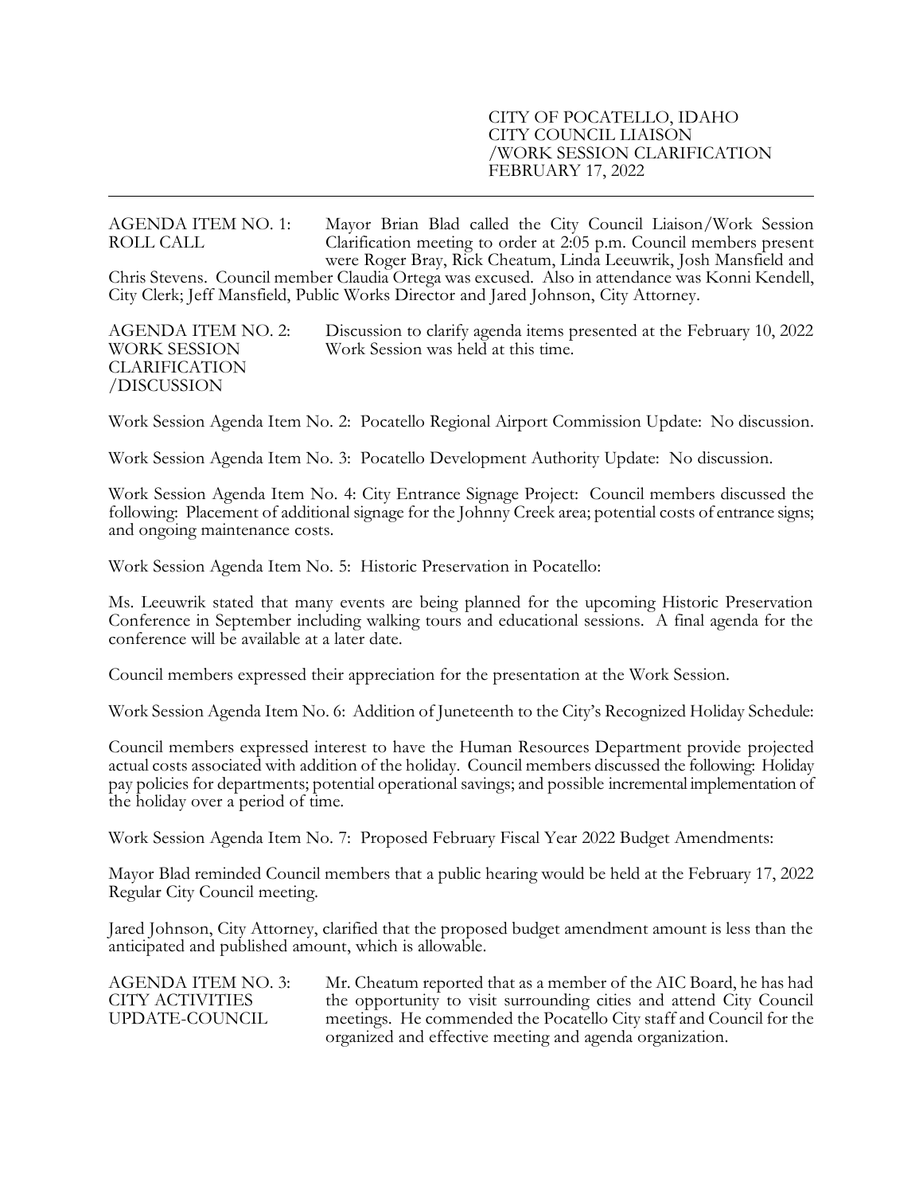CITY OF POCATELLO, IDAHO
CITY COUNCIL LIAISON
/WORK SESSION CLARIFICATION
FEBRUARY 17, 2022

---

**AGENDA ITEM NO. 1: ROLL CALL**

Mayor Brian Blad called the City Council Liaison/Work Session Clarification meeting to order at 2:05 p.m. Council members present were Roger Bray, Rick Cheatum, Linda Leeuwrik, Josh Mansfield and Chris Stevens. Council member Claudia Ortega was excused. Also in attendance was Konni Kendell, City Clerk; Jeff Mansfield, Public Works Director and Jared Johnson, City Attorney.

**AGENDA ITEM NO. 2: WORK SESSION CLARIFICATION /DISCUSSION**

Discussion to clarify agenda items presented at the February 10, 2022 Work Session was held at this time.

Work Session Agenda Item No. 2: Pocatello Regional Airport Commission Update: No discussion.

Work Session Agenda Item No. 3: Pocatello Development Authority Update: No discussion.

Work Session Agenda Item No. 4: City Entrance Signage Project: Council members discussed the following: Placement of additional signage for the Johnny Creek area; potential costs of entrance signs; and ongoing maintenance costs.

Work Session Agenda Item No. 5: Historic Preservation in Pocatello:

Ms. Leeuwrik stated that many events are being planned for the upcoming Historic Preservation Conference in September including walking tours and educational sessions. A final agenda for the conference will be available at a later date.

Council members expressed their appreciation for the presentation at the Work Session.

Work Session Agenda Item No. 6: Addition of Juneteenth to the City's Recognized Holiday Schedule:

Council members expressed interest to have the Human Resources Department provide projected actual costs associated with addition of the holiday. Council members discussed the following: Holiday pay policies for departments; potential operational savings; and possible incremental implementation of the holiday over a period of time.

Work Session Agenda Item No. 7: Proposed February Fiscal Year 2022 Budget Amendments:

Mayor Blad reminded Council members that a public hearing would be held at the February 17, 2022 Regular City Council meeting.

Jared Johnson, City Attorney, clarified that the proposed budget amendment amount is less than the anticipated and published amount, which is allowable.

**AGENDA ITEM NO. 3: CITY ACTIVITIES UPDATE-COUNCIL**

Mr. Cheatum reported that as a member of the AIC Board, he has had the opportunity to visit surrounding cities and attend City Council meetings. He commended the Pocatello City staff and Council for the organized and effective meeting and agenda organization.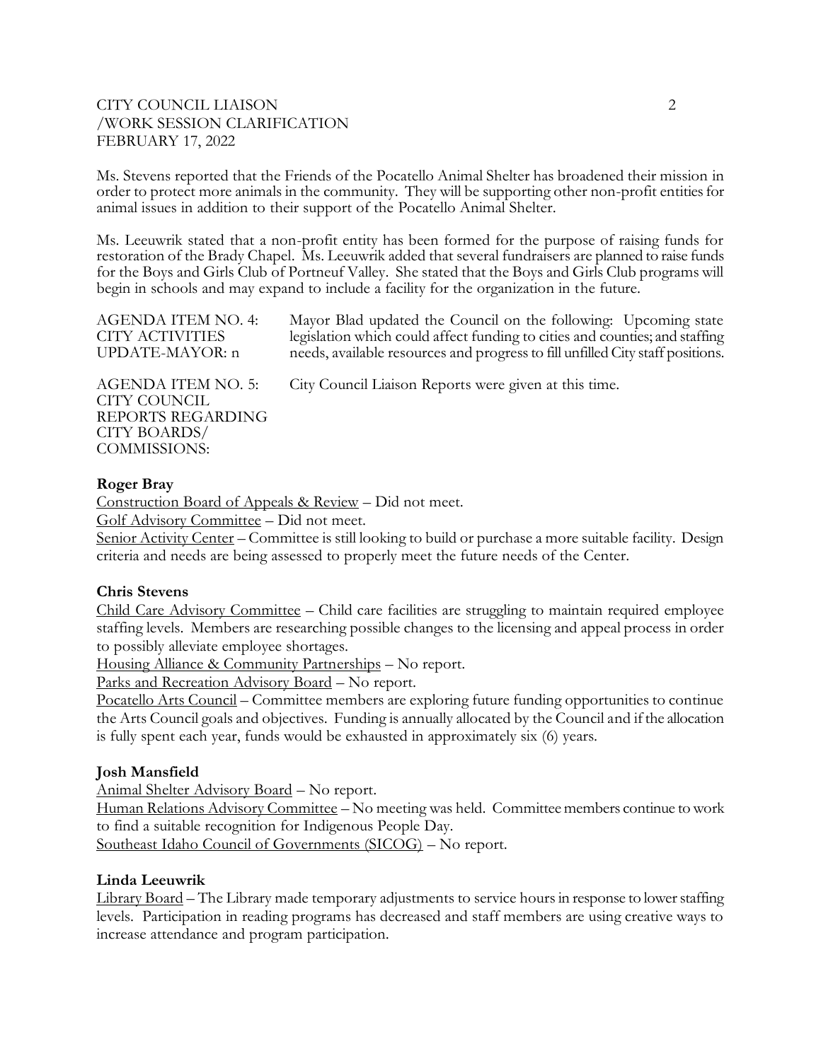Ms. Stevens reported that the Friends of the Pocatello Animal Shelter has broadened their mission in order to protect more animals in the community. They will be supporting other non-profit entities for animal issues in addition to their support of the Pocatello Animal Shelter.

Ms. Leeuwrik stated that a non-profit entity has been formed for the purpose of raising funds for restoration of the Brady Chapel. Ms. Leeuwrik added that several fundraisers are planned to raise funds for the Boys and Girls Club of Portneuf Valley. She stated that the Boys and Girls Club programs will begin in schools and may expand to include a facility for the organization in the future.

AGENDA ITEM NO. 4: CITY ACTIVITIES UPDATE-MAYOR: n — Mayor Blad updated the Council on the following: Upcoming state legislation which could affect funding to cities and counties; and staffing needs, available resources and progress to fill unfilled City staff positions.

AGENDA ITEM NO. 5: CITY COUNCIL REPORTS REGARDING CITY BOARDS/ COMMISSIONS: — City Council Liaison Reports were given at this time.

**Roger Bray**

Construction Board of Appeals & Review – Did not meet.

Golf Advisory Committee – Did not meet.

Senior Activity Center – Committee is still looking to build or purchase a more suitable facility. Design criteria and needs are being assessed to properly meet the future needs of the Center.

**Chris Stevens**

Child Care Advisory Committee – Child care facilities are struggling to maintain required employee staffing levels. Members are researching possible changes to the licensing and appeal process in order to possibly alleviate employee shortages.

Housing Alliance & Community Partnerships – No report.

Parks and Recreation Advisory Board – No report.

Pocatello Arts Council – Committee members are exploring future funding opportunities to continue the Arts Council goals and objectives. Funding is annually allocated by the Council and if the allocation is fully spent each year, funds would be exhausted in approximately six (6) years.

**Josh Mansfield**

Animal Shelter Advisory Board – No report.

Human Relations Advisory Committee – No meeting was held. Committee members continue to work to find a suitable recognition for Indigenous People Day.

Southeast Idaho Council of Governments (SICOG) – No report.

**Linda Leeuwrik**

Library Board – The Library made temporary adjustments to service hours in response to lower staffing levels. Participation in reading programs has decreased and staff members are using creative ways to increase attendance and program participation.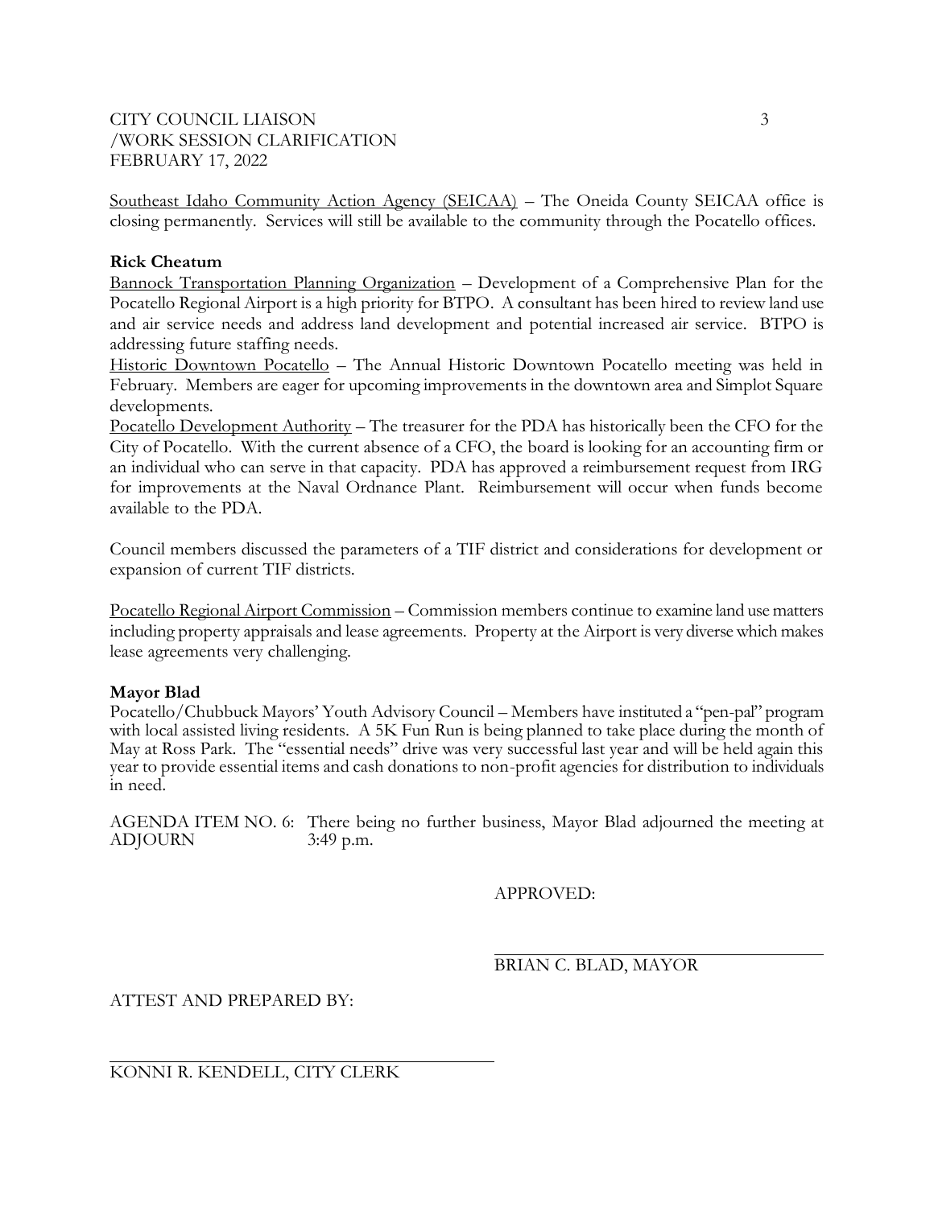Southeast Idaho Community Action Agency (SEICAA) – The Oneida County SEICAA office is closing permanently. Services will still be available to the community through the Pocatello offices.

**Rick Cheatum**

Bannock Transportation Planning Organization – Development of a Comprehensive Plan for the Pocatello Regional Airport is a high priority for BTPO. A consultant has been hired to review land use and air service needs and address land development and potential increased air service. BTPO is addressing future staffing needs.

Historic Downtown Pocatello – The Annual Historic Downtown Pocatello meeting was held in February. Members are eager for upcoming improvements in the downtown area and Simplot Square developments.

Pocatello Development Authority – The treasurer for the PDA has historically been the CFO for the City of Pocatello. With the current absence of a CFO, the board is looking for an accounting firm or an individual who can serve in that capacity. PDA has approved a reimbursement request from IRG for improvements at the Naval Ordnance Plant. Reimbursement will occur when funds become available to the PDA.

Council members discussed the parameters of a TIF district and considerations for development or expansion of current TIF districts.

Pocatello Regional Airport Commission – Commission members continue to examine land use matters including property appraisals and lease agreements. Property at the Airport is very diverse which makes lease agreements very challenging.

**Mayor Blad**

Pocatello/Chubbuck Mayors' Youth Advisory Council – Members have instituted a "pen-pal" program with local assisted living residents. A 5K Fun Run is being planned to take place during the month of May at Ross Park. The "essential needs" drive was very successful last year and will be held again this year to provide essential items and cash donations to non-profit agencies for distribution to individuals in need.

AGENDA ITEM NO. 6: ADJOURN — There being no further business, Mayor Blad adjourned the meeting at 3:49 p.m.

APPROVED:

BRIAN C. BLAD, MAYOR

ATTEST AND PREPARED BY:

KONNI R. KENDELL, CITY CLERK